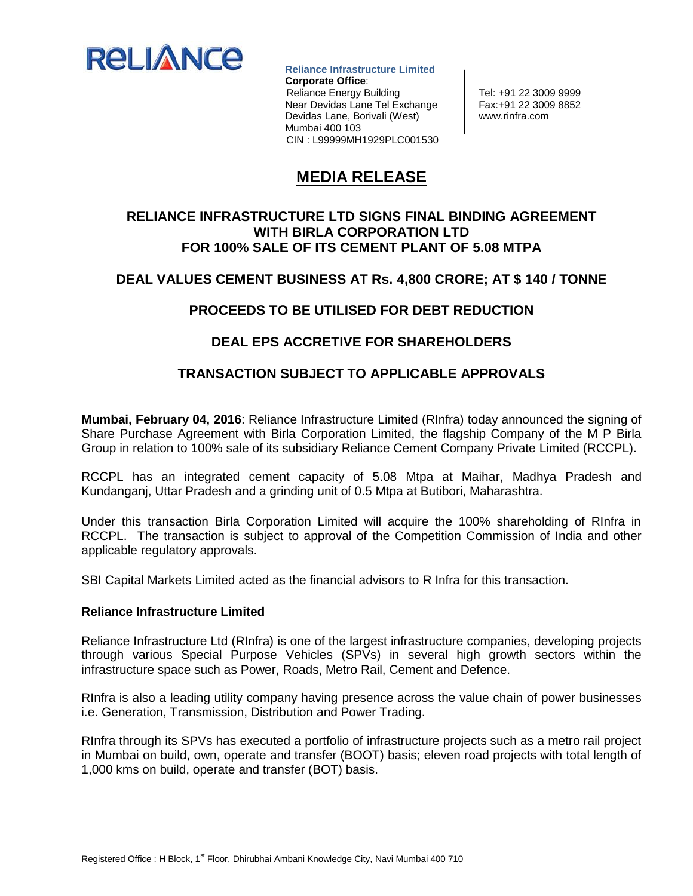**Reliance Infrastructure Limited**
**Corporate Office**:
Reliance Energy Building
Near Devidas Lane Tel Exchange
Devidas Lane, Borivali (West)
Mumbai 400 103
CIN : L99999MH1929PLC001530

Tel: +91 22 3009 9999
Fax:+91 22 3009 8852
www.rinfra.com

# MEDIA RELEASE

## RELIANCE INFRASTRUCTURE LTD SIGNS FINAL BINDING AGREEMENT WITH BIRLA CORPORATION LTD FOR 100% SALE OF ITS CEMENT PLANT OF 5.08 MTPA

## DEAL VALUES CEMENT BUSINESS AT Rs. 4,800 CRORE; AT $ 140 / TONNE

## PROCEEDS TO BE UTILISED FOR DEBT REDUCTION

## DEAL EPS ACCRETIVE FOR SHAREHOLDERS

## TRANSACTION SUBJECT TO APPLICABLE APPROVALS

**Mumbai, February 04, 2016**: Reliance Infrastructure Limited (RInfra) today announced the signing of Share Purchase Agreement with Birla Corporation Limited, the flagship Company of the M P Birla Group in relation to 100% sale of its subsidiary Reliance Cement Company Private Limited (RCCPL).

RCCPL has an integrated cement capacity of 5.08 Mtpa at Maihar, Madhya Pradesh and Kundanganj, Uttar Pradesh and a grinding unit of 0.5 Mtpa at Butibori, Maharashtra.

Under this transaction Birla Corporation Limited will acquire the 100% shareholding of RInfra in RCCPL. The transaction is subject to approval of the Competition Commission of India and other applicable regulatory approvals.

SBI Capital Markets Limited acted as the financial advisors to R Infra for this transaction.

**Reliance Infrastructure Limited**

Reliance Infrastructure Ltd (RInfra) is one of the largest infrastructure companies, developing projects through various Special Purpose Vehicles (SPVs) in several high growth sectors within the infrastructure space such as Power, Roads, Metro Rail, Cement and Defence.

RInfra is also a leading utility company having presence across the value chain of power businesses i.e. Generation, Transmission, Distribution and Power Trading.

RInfra through its SPVs has executed a portfolio of infrastructure projects such as a metro rail project in Mumbai on build, own, operate and transfer (BOOT) basis; eleven road projects with total length of 1,000 kms on build, operate and transfer (BOT) basis.

Registered Office : H Block, 1st Floor, Dhirubhai Ambani Knowledge City, Navi Mumbai 400 710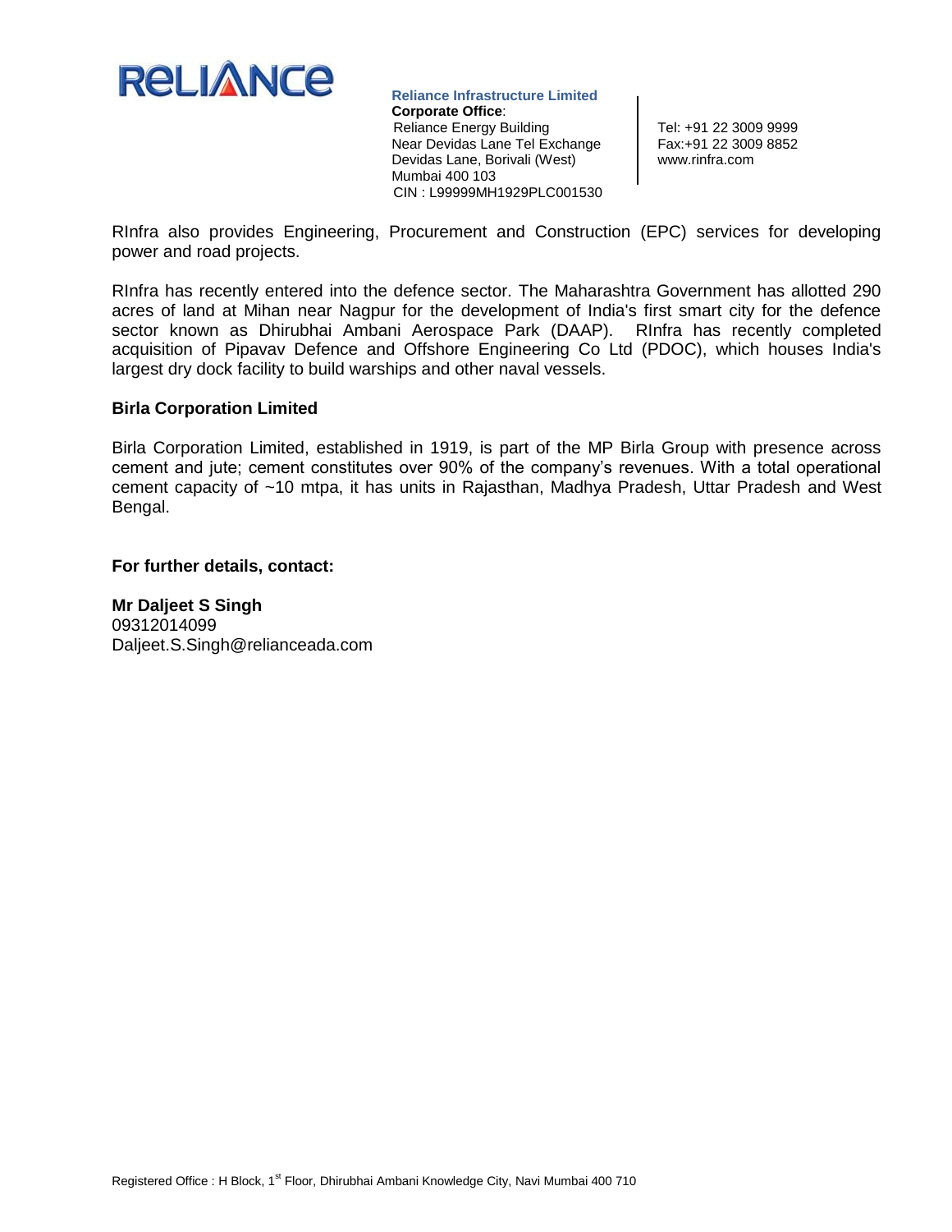RInfra also provides Engineering, Procurement and Construction (EPC) services for developing power and road projects.

RInfra has recently entered into the defence sector. The Maharashtra Government has allotted 290 acres of land at Mihan near Nagpur for the development of India's first smart city for the defence sector known as Dhirubhai Ambani Aerospace Park (DAAP). RInfra has recently completed acquisition of Pipavav Defence and Offshore Engineering Co Ltd (PDOC), which houses India's largest dry dock facility to build warships and other naval vessels.

**Birla Corporation Limited**

Birla Corporation Limited, established in 1919, is part of the MP Birla Group with presence across cement and jute; cement constitutes over 90% of the company's revenues. With a total operational cement capacity of ~10 mtpa, it has units in Rajasthan, Madhya Pradesh, Uttar Pradesh and West Bengal.

**For further details, contact:**

**Mr Daljeet S Singh**
09312014099
Daljeet.S.Singh@relianceada.com